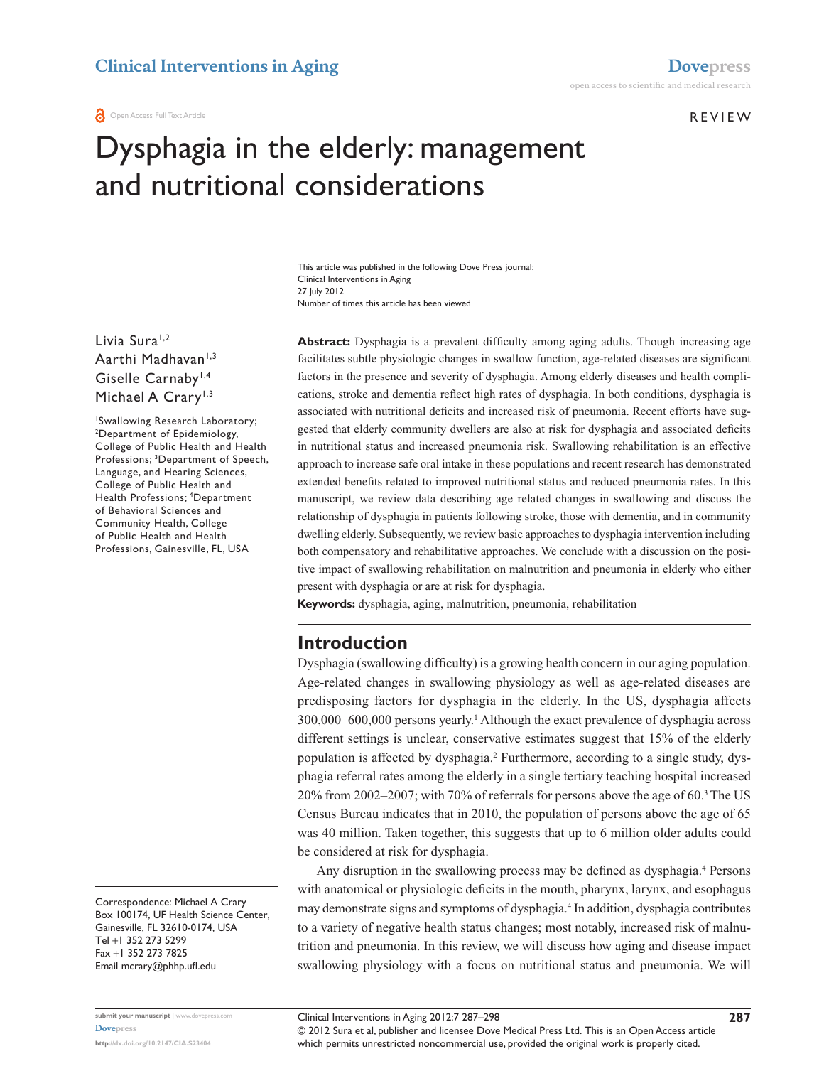# Dysphagia in the elderly: management and nutritional considerations

This article was published in the following Dove Press journal:
Clinical Interventions in Aging
27 July 2012
Number of times this article has been viewed

Livia Sura[1,2]
Aarthi Madhavan[1,3]
Giselle Carnaby[1,4]
Michael A Crary[1,3]

[1]Swallowing Research Laboratory; [2]Department of Epidemiology, College of Public Health and Health Professions; [3]Department of Speech, Language, and Hearing Sciences, College of Public Health and Health Professions; [4]Department of Behavioral Sciences and Community Health, College of Public Health and Health Professions, Gainesville, FL, USA

Correspondence: Michael A Crary
Box 100174, UF Health Science Center, Gainesville, FL 32610-0174, USA
Tel +1 352 273 5299
Fax +1 352 273 7825
Email mcrary@phhp.ufl.edu

**Abstract:** Dysphagia is a prevalent difficulty among aging adults. Though increasing age facilitates subtle physiologic changes in swallow function, age-related diseases are significant factors in the presence and severity of dysphagia. Among elderly diseases and health complications, stroke and dementia reflect high rates of dysphagia. In both conditions, dysphagia is associated with nutritional deficits and increased risk of pneumonia. Recent efforts have suggested that elderly community dwellers are also at risk for dysphagia and associated deficits in nutritional status and increased pneumonia risk. Swallowing rehabilitation is an effective approach to increase safe oral intake in these populations and recent research has demonstrated extended benefits related to improved nutritional status and reduced pneumonia rates. In this manuscript, we review data describing age related changes in swallowing and discuss the relationship of dysphagia in patients following stroke, those with dementia, and in community dwelling elderly. Subsequently, we review basic approaches to dysphagia intervention including both compensatory and rehabilitative approaches. We conclude with a discussion on the positive impact of swallowing rehabilitation on malnutrition and pneumonia in elderly who either present with dysphagia or are at risk for dysphagia.

**Keywords:** dysphagia, aging, malnutrition, pneumonia, rehabilitation

## Introduction

Dysphagia (swallowing difficulty) is a growing health concern in our aging population. Age-related changes in swallowing physiology as well as age-related diseases are predisposing factors for dysphagia in the elderly. In the US, dysphagia affects 300,000–600,000 persons yearly.[1] Although the exact prevalence of dysphagia across different settings is unclear, conservative estimates suggest that 15% of the elderly population is affected by dysphagia.[2] Furthermore, according to a single study, dysphagia referral rates among the elderly in a single tertiary teaching hospital increased 20% from 2002–2007; with 70% of referrals for persons above the age of 60.[3] The US Census Bureau indicates that in 2010, the population of persons above the age of 65 was 40 million. Taken together, this suggests that up to 6 million older adults could be considered at risk for dysphagia.

Any disruption in the swallowing process may be defined as dysphagia.[4] Persons with anatomical or physiologic deficits in the mouth, pharynx, larynx, and esophagus may demonstrate signs and symptoms of dysphagia.[4] In addition, dysphagia contributes to a variety of negative health status changes; most notably, increased risk of malnutrition and pneumonia. In this review, we will discuss how aging and disease impact swallowing physiology with a focus on nutritional status and pneumonia. We will

© 2012 Sura et al, publisher and licensee Dove Medical Press Ltd. This is an Open Access article which permits unrestricted noncommercial use, provided the original work is properly cited.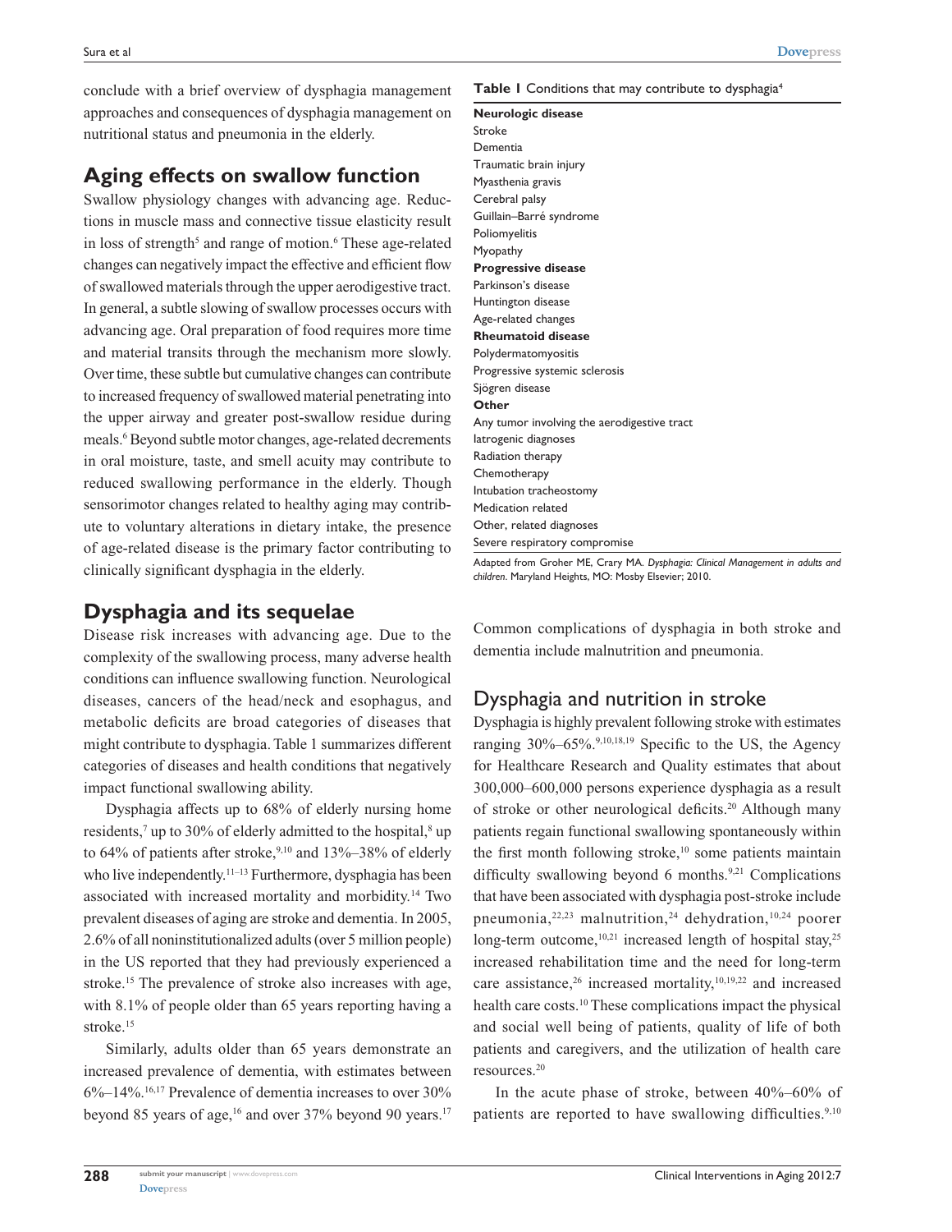conclude with a brief overview of dysphagia management approaches and consequences of dysphagia management on nutritional status and pneumonia in the elderly.

## Aging effects on swallow function

Swallow physiology changes with advancing age. Reductions in muscle mass and connective tissue elasticity result in loss of strength[5] and range of motion.[6] These age-related changes can negatively impact the effective and efficient flow of swallowed materials through the upper aerodigestive tract. In general, a subtle slowing of swallow processes occurs with advancing age. Oral preparation of food requires more time and material transits through the mechanism more slowly. Over time, these subtle but cumulative changes can contribute to increased frequency of swallowed material penetrating into the upper airway and greater post-swallow residue during meals.[6] Beyond subtle motor changes, age-related decrements in oral moisture, taste, and smell acuity may contribute to reduced swallowing performance in the elderly. Though sensorimotor changes related to healthy aging may contribute to voluntary alterations in dietary intake, the presence of age-related disease is the primary factor contributing to clinically significant dysphagia in the elderly.

## Dysphagia and its sequelae

Disease risk increases with advancing age. Due to the complexity of the swallowing process, many adverse health conditions can influence swallowing function. Neurological diseases, cancers of the head/neck and esophagus, and metabolic deficits are broad categories of diseases that might contribute to dysphagia. Table 1 summarizes different categories of diseases and health conditions that negatively impact functional swallowing ability.

Dysphagia affects up to 68% of elderly nursing home residents,[7] up to 30% of elderly admitted to the hospital,[8] up to 64% of patients after stroke,[9,10] and 13%–38% of elderly who live independently.[11–13] Furthermore, dysphagia has been associated with increased mortality and morbidity.[14] Two prevalent diseases of aging are stroke and dementia. In 2005, 2.6% of all noninstitutionalized adults (over 5 million people) in the US reported that they had previously experienced a stroke.[15] The prevalence of stroke also increases with age, with 8.1% of people older than 65 years reporting having a stroke.[15]

Similarly, adults older than 65 years demonstrate an increased prevalence of dementia, with estimates between 6%–14%.[16,17] Prevalence of dementia increases to over 30% beyond 85 years of age,[16] and over 37% beyond 90 years.[17]

**Table 1** Conditions that may contribute to dysphagia[4]

| |
|---|
| **Neurologic disease** |
| Stroke |
| Dementia |
| Traumatic brain injury |
| Myasthenia gravis |
| Cerebral palsy |
| Guillain–Barré syndrome |
| Poliomyelitis |
| Myopathy |
| **Progressive disease** |
| Parkinson's disease |
| Huntington disease |
| Age-related changes |
| **Rheumatoid disease** |
| Polydermatomyositis |
| Progressive systemic sclerosis |
| Sjögren disease |
| **Other** |
| Any tumor involving the aerodigestive tract |
| Iatrogenic diagnoses |
| Radiation therapy |
| Chemotherapy |
| Intubation tracheostomy |
| Medication related |
| Other, related diagnoses |
| Severe respiratory compromise |

Adapted from Groher ME, Crary MA. *Dysphagia: Clinical Management in adults and children*. Maryland Heights, MO: Mosby Elsevier; 2010.

Common complications of dysphagia in both stroke and dementia include malnutrition and pneumonia.

### Dysphagia and nutrition in stroke

Dysphagia is highly prevalent following stroke with estimates ranging 30%–65%.[9,10,18,19] Specific to the US, the Agency for Healthcare Research and Quality estimates that about 300,000–600,000 persons experience dysphagia as a result of stroke or other neurological deficits.[20] Although many patients regain functional swallowing spontaneously within the first month following stroke,[10] some patients maintain difficulty swallowing beyond 6 months.[9,21] Complications that have been associated with dysphagia post-stroke include pneumonia,[22,23] malnutrition,[24] dehydration,[10,24] poorer long-term outcome,[10,21] increased length of hospital stay,[25] increased rehabilitation time and the need for long-term care assistance,[26] increased mortality,[10,19,22] and increased health care costs.[10] These complications impact the physical and social well being of patients, quality of life of both patients and caregivers, and the utilization of health care resources.[20]

In the acute phase of stroke, between 40%–60% of patients are reported to have swallowing difficulties.[9,10]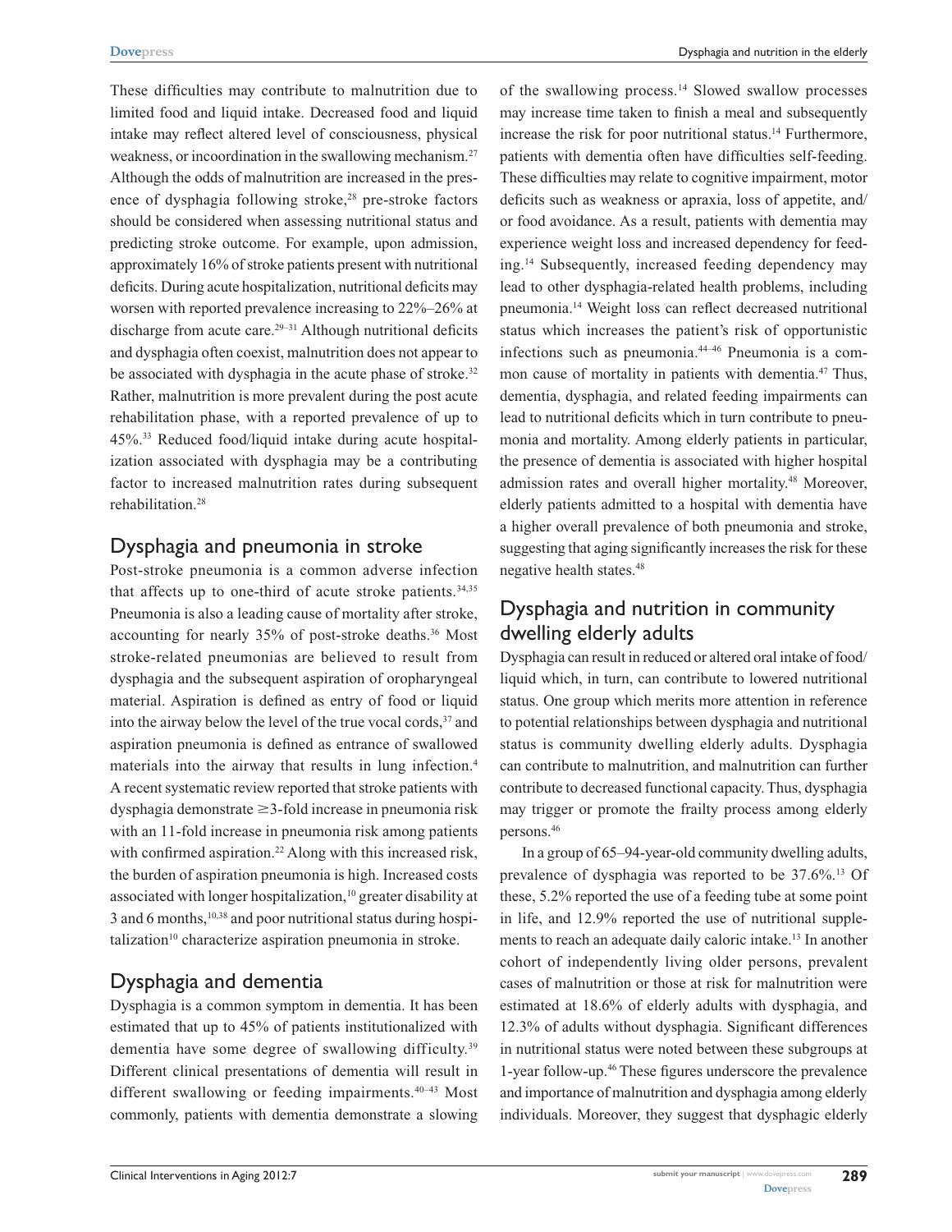These difficulties may contribute to malnutrition due to limited food and liquid intake. Decreased food and liquid intake may reflect altered level of consciousness, physical weakness, or incoordination in the swallowing mechanism.[27] Although the odds of malnutrition are increased in the presence of dysphagia following stroke,[28] pre-stroke factors should be considered when assessing nutritional status and predicting stroke outcome. For example, upon admission, approximately 16% of stroke patients present with nutritional deficits. During acute hospitalization, nutritional deficits may worsen with reported prevalence increasing to 22%–26% at discharge from acute care.[29–31] Although nutritional deficits and dysphagia often coexist, malnutrition does not appear to be associated with dysphagia in the acute phase of stroke.[32] Rather, malnutrition is more prevalent during the post acute rehabilitation phase, with a reported prevalence of up to 45%.[33] Reduced food/liquid intake during acute hospitalization associated with dysphagia may be a contributing factor to increased malnutrition rates during subsequent rehabilitation.[28]

## Dysphagia and pneumonia in stroke

Post-stroke pneumonia is a common adverse infection that affects up to one-third of acute stroke patients.[34,35] Pneumonia is also a leading cause of mortality after stroke, accounting for nearly 35% of post-stroke deaths.[36] Most stroke-related pneumonias are believed to result from dysphagia and the subsequent aspiration of oropharyngeal material. Aspiration is defined as entry of food or liquid into the airway below the level of the true vocal cords,[37] and aspiration pneumonia is defined as entrance of swallowed materials into the airway that results in lung infection.[4] A recent systematic review reported that stroke patients with dysphagia demonstrate ≥3-fold increase in pneumonia risk with an 11-fold increase in pneumonia risk among patients with confirmed aspiration.[22] Along with this increased risk, the burden of aspiration pneumonia is high. Increased costs associated with longer hospitalization,[10] greater disability at 3 and 6 months,[10,38] and poor nutritional status during hospitalization[10] characterize aspiration pneumonia in stroke.

## Dysphagia and dementia

Dysphagia is a common symptom in dementia. It has been estimated that up to 45% of patients institutionalized with dementia have some degree of swallowing difficulty.[39] Different clinical presentations of dementia will result in different swallowing or feeding impairments.[40–43] Most commonly, patients with dementia demonstrate a slowing of the swallowing process.[14] Slowed swallow processes may increase time taken to finish a meal and subsequently increase the risk for poor nutritional status.[14] Furthermore, patients with dementia often have difficulties self-feeding. These difficulties may relate to cognitive impairment, motor deficits such as weakness or apraxia, loss of appetite, and/or food avoidance. As a result, patients with dementia may experience weight loss and increased dependency for feeding.[14] Subsequently, increased feeding dependency may lead to other dysphagia-related health problems, including pneumonia.[14] Weight loss can reflect decreased nutritional status which increases the patient's risk of opportunistic infections such as pneumonia.[44–46] Pneumonia is a common cause of mortality in patients with dementia.[47] Thus, dementia, dysphagia, and related feeding impairments can lead to nutritional deficits which in turn contribute to pneumonia and mortality. Among elderly patients in particular, the presence of dementia is associated with higher hospital admission rates and overall higher mortality.[48] Moreover, elderly patients admitted to a hospital with dementia have a higher overall prevalence of both pneumonia and stroke, suggesting that aging significantly increases the risk for these negative health states.[48]

## Dysphagia and nutrition in community dwelling elderly adults

Dysphagia can result in reduced or altered oral intake of food/liquid which, in turn, can contribute to lowered nutritional status. One group which merits more attention in reference to potential relationships between dysphagia and nutritional status is community dwelling elderly adults. Dysphagia can contribute to malnutrition, and malnutrition can further contribute to decreased functional capacity. Thus, dysphagia may trigger or promote the frailty process among elderly persons.[46]

In a group of 65–94-year-old community dwelling adults, prevalence of dysphagia was reported to be 37.6%.[13] Of these, 5.2% reported the use of a feeding tube at some point in life, and 12.9% reported the use of nutritional supplements to reach an adequate daily caloric intake.[13] In another cohort of independently living older persons, prevalent cases of malnutrition or those at risk for malnutrition were estimated at 18.6% of elderly adults with dysphagia, and 12.3% of adults without dysphagia. Significant differences in nutritional status were noted between these subgroups at 1-year follow-up.[46] These figures underscore the prevalence and importance of malnutrition and dysphagia among elderly individuals. Moreover, they suggest that dysphagic elderly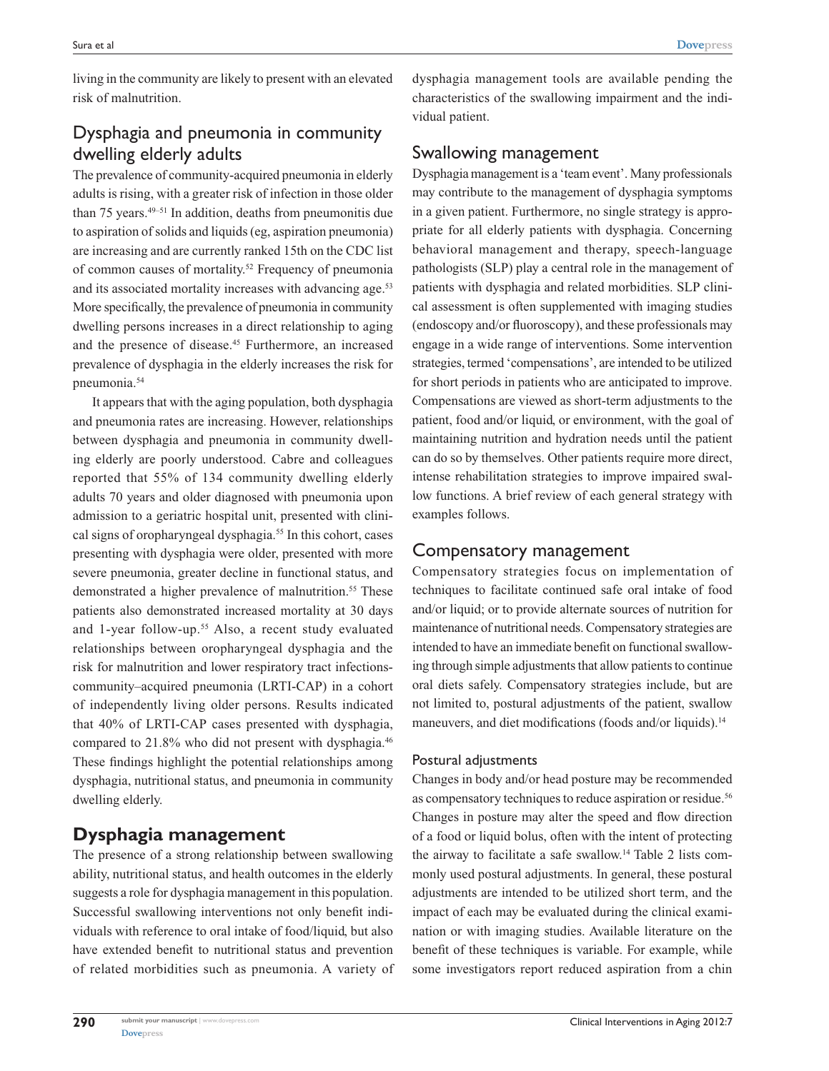living in the community are likely to present with an elevated risk of malnutrition.

## Dysphagia and pneumonia in community dwelling elderly adults

The prevalence of community-acquired pneumonia in elderly adults is rising, with a greater risk of infection in those older than 75 years.[49–51] In addition, deaths from pneumonitis due to aspiration of solids and liquids (eg, aspiration pneumonia) are increasing and are currently ranked 15th on the CDC list of common causes of mortality.[52] Frequency of pneumonia and its associated mortality increases with advancing age.[53] More specifically, the prevalence of pneumonia in community dwelling persons increases in a direct relationship to aging and the presence of disease.[45] Furthermore, an increased prevalence of dysphagia in the elderly increases the risk for pneumonia.[54]

It appears that with the aging population, both dysphagia and pneumonia rates are increasing. However, relationships between dysphagia and pneumonia in community dwelling elderly are poorly understood. Cabre and colleagues reported that 55% of 134 community dwelling elderly adults 70 years and older diagnosed with pneumonia upon admission to a geriatric hospital unit, presented with clinical signs of oropharyngeal dysphagia.[55] In this cohort, cases presenting with dysphagia were older, presented with more severe pneumonia, greater decline in functional status, and demonstrated a higher prevalence of malnutrition.[55] These patients also demonstrated increased mortality at 30 days and 1-year follow-up.[55] Also, a recent study evaluated relationships between oropharyngeal dysphagia and the risk for malnutrition and lower respiratory tract infections-community–acquired pneumonia (LRTI-CAP) in a cohort of independently living older persons. Results indicated that 40% of LRTI-CAP cases presented with dysphagia, compared to 21.8% who did not present with dysphagia.[46] These findings highlight the potential relationships among dysphagia, nutritional status, and pneumonia in community dwelling elderly.

# Dysphagia management

The presence of a strong relationship between swallowing ability, nutritional status, and health outcomes in the elderly suggests a role for dysphagia management in this population. Successful swallowing interventions not only benefit individuals with reference to oral intake of food/liquid, but also have extended benefit to nutritional status and prevention of related morbidities such as pneumonia. A variety of dysphagia management tools are available pending the characteristics of the swallowing impairment and the individual patient.

## Swallowing management

Dysphagia management is a 'team event'. Many professionals may contribute to the management of dysphagia symptoms in a given patient. Furthermore, no single strategy is appropriate for all elderly patients with dysphagia. Concerning behavioral management and therapy, speech-language pathologists (SLP) play a central role in the management of patients with dysphagia and related morbidities. SLP clinical assessment is often supplemented with imaging studies (endoscopy and/or fluoroscopy), and these professionals may engage in a wide range of interventions. Some intervention strategies, termed 'compensations', are intended to be utilized for short periods in patients who are anticipated to improve. Compensations are viewed as short-term adjustments to the patient, food and/or liquid, or environment, with the goal of maintaining nutrition and hydration needs until the patient can do so by themselves. Other patients require more direct, intense rehabilitation strategies to improve impaired swallow functions. A brief review of each general strategy with examples follows.

## Compensatory management

Compensatory strategies focus on implementation of techniques to facilitate continued safe oral intake of food and/or liquid; or to provide alternate sources of nutrition for maintenance of nutritional needs. Compensatory strategies are intended to have an immediate benefit on functional swallowing through simple adjustments that allow patients to continue oral diets safely. Compensatory strategies include, but are not limited to, postural adjustments of the patient, swallow maneuvers, and diet modifications (foods and/or liquids).[14]

### Postural adjustments

Changes in body and/or head posture may be recommended as compensatory techniques to reduce aspiration or residue.[56] Changes in posture may alter the speed and flow direction of a food or liquid bolus, often with the intent of protecting the airway to facilitate a safe swallow.[14] Table 2 lists commonly used postural adjustments. In general, these postural adjustments are intended to be utilized short term, and the impact of each may be evaluated during the clinical examination or with imaging studies. Available literature on the benefit of these techniques is variable. For example, while some investigators report reduced aspiration from a chin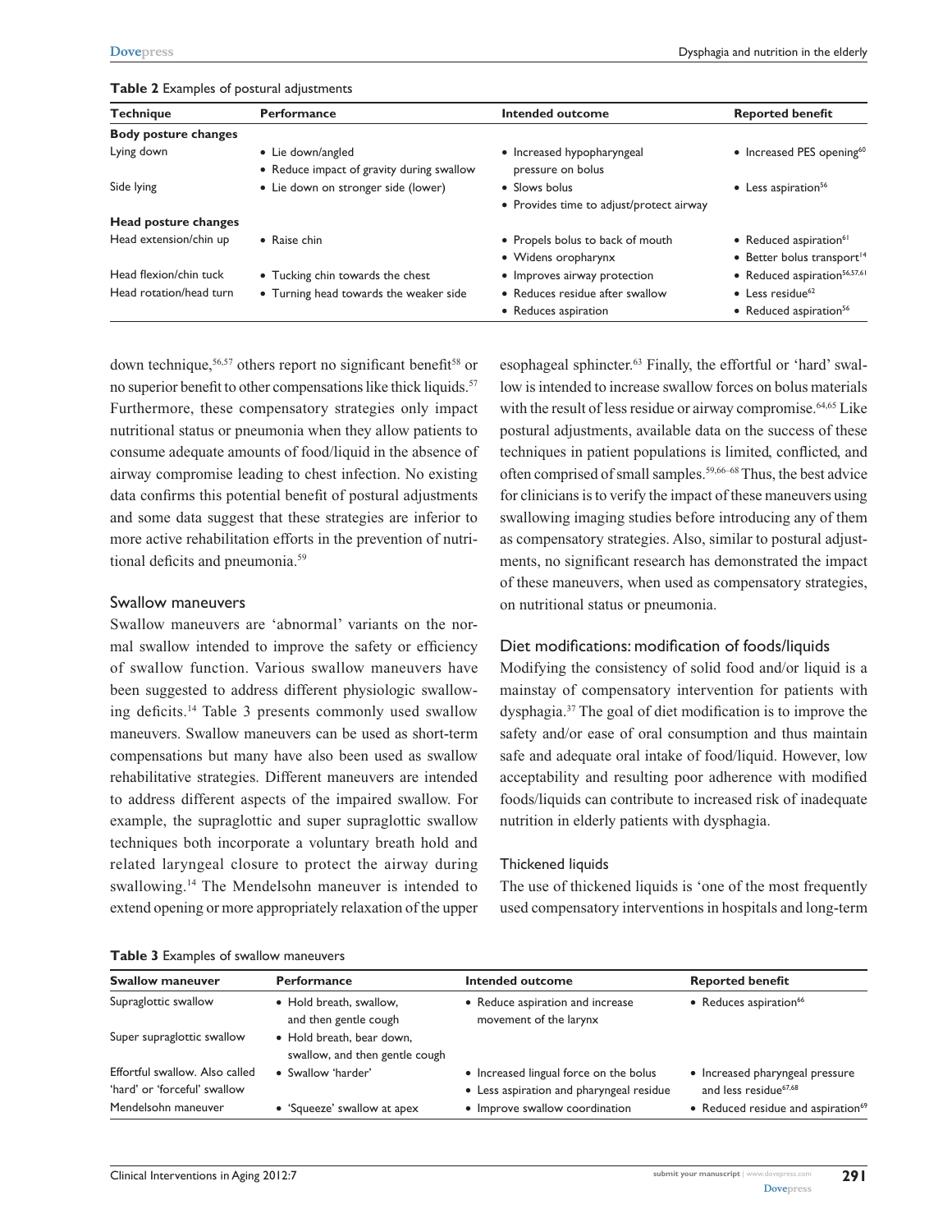**Table 2** Examples of postural adjustments

| Technique | Performance | Intended outcome | Reported benefit |
|---|---|---|---|
| **Body posture changes** | | | |
| Lying down | • Lie down/angled<br>• Reduce impact of gravity during swallow | • Increased hypopharyngeal pressure on bolus | • Increased PES opening[60] |
| Side lying | • Lie down on stronger side (lower) | • Slows bolus<br>• Provides time to adjust/protect airway | • Less aspiration[56] |
| **Head posture changes** | | | |
| Head extension/chin up | • Raise chin | • Propels bolus to back of mouth<br>• Widens oropharynx | • Reduced aspiration[61]<br>• Better bolus transport[14] |
| Head flexion/chin tuck | • Tucking chin towards the chest | • Improves airway protection | • Reduced aspiration[56,57,61] |
| Head rotation/head turn | • Turning head towards the weaker side | • Reduces residue after swallow<br>• Reduces aspiration | • Less residue[62]<br>• Reduced aspiration[56] |

down technique,[56,57] others report no significant benefit[58] or no superior benefit to other compensations like thick liquids.[57] Furthermore, these compensatory strategies only impact nutritional status or pneumonia when they allow patients to consume adequate amounts of food/liquid in the absence of airway compromise leading to chest infection. No existing data confirms this potential benefit of postural adjustments and some data suggest that these strategies are inferior to more active rehabilitation efforts in the prevention of nutritional deficits and pneumonia.[59]

### Swallow maneuvers

Swallow maneuvers are 'abnormal' variants on the normal swallow intended to improve the safety or efficiency of swallow function. Various swallow maneuvers have been suggested to address different physiologic swallowing deficits.[14] Table 3 presents commonly used swallow maneuvers. Swallow maneuvers can be used as short-term compensations but many have also been used as swallow rehabilitative strategies. Different maneuvers are intended to address different aspects of the impaired swallow. For example, the supraglottic and super supraglottic swallow techniques both incorporate a voluntary breath hold and related laryngeal closure to protect the airway during swallowing.[14] The Mendelsohn maneuver is intended to extend opening or more appropriately relaxation of the upper esophageal sphincter.[63] Finally, the effortful or 'hard' swallow is intended to increase swallow forces on bolus materials with the result of less residue or airway compromise.[64,65] Like postural adjustments, available data on the success of these techniques in patient populations is limited, conflicted, and often comprised of small samples.[59,66–68] Thus, the best advice for clinicians is to verify the impact of these maneuvers using swallowing imaging studies before introducing any of them as compensatory strategies. Also, similar to postural adjustments, no significant research has demonstrated the impact of these maneuvers, when used as compensatory strategies, on nutritional status or pneumonia.

### Diet modifications: modification of foods/liquids

Modifying the consistency of solid food and/or liquid is a mainstay of compensatory intervention for patients with dysphagia.[37] The goal of diet modification is to improve the safety and/or ease of oral consumption and thus maintain safe and adequate oral intake of food/liquid. However, low acceptability and resulting poor adherence with modified foods/liquids can contribute to increased risk of inadequate nutrition in elderly patients with dysphagia.

### Thickened liquids

The use of thickened liquids is 'one of the most frequently used compensatory interventions in hospitals and long-term

**Table 3** Examples of swallow maneuvers

| Swallow maneuver | Performance | Intended outcome | Reported benefit |
|---|---|---|---|
| Supraglottic swallow | • Hold breath, swallow, and then gentle cough | • Reduce aspiration and increase movement of the larynx | • Reduces aspiration[66] |
| Super supraglottic swallow | • Hold breath, bear down, swallow, and then gentle cough | | |
| Effortful swallow. Also called 'hard' or 'forceful' swallow | • Swallow 'harder' | • Increased lingual force on the bolus<br>• Less aspiration and pharyngeal residue | • Increased pharyngeal pressure and less residue[67,68] |
| Mendelsohn maneuver | • 'Squeeze' swallow at apex | • Improve swallow coordination | • Reduced residue and aspiration[69] |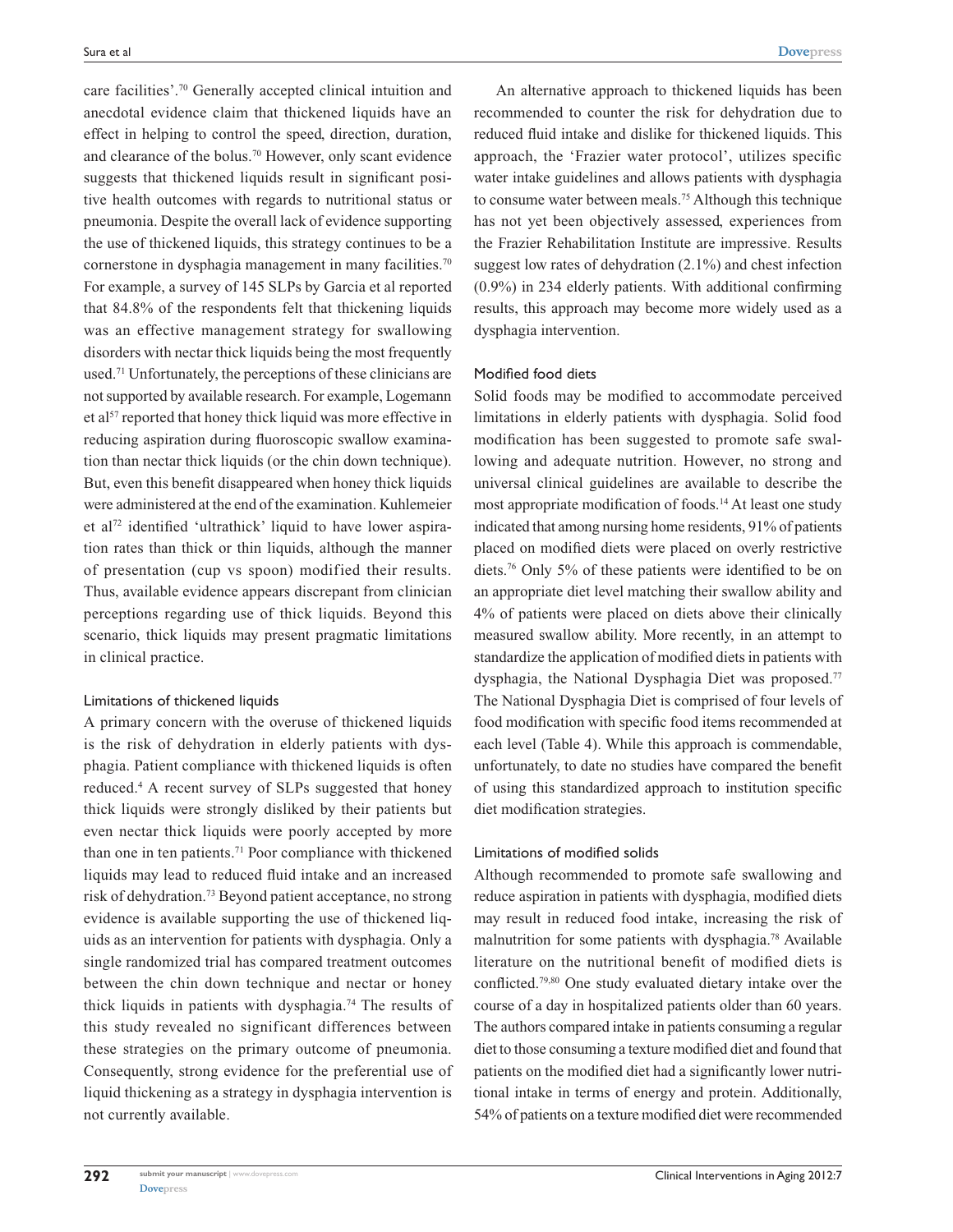care facilities'.[70] Generally accepted clinical intuition and anecdotal evidence claim that thickened liquids have an effect in helping to control the speed, direction, duration, and clearance of the bolus.[70] However, only scant evidence suggests that thickened liquids result in significant positive health outcomes with regards to nutritional status or pneumonia. Despite the overall lack of evidence supporting the use of thickened liquids, this strategy continues to be a cornerstone in dysphagia management in many facilities.[70] For example, a survey of 145 SLPs by Garcia et al reported that 84.8% of the respondents felt that thickening liquids was an effective management strategy for swallowing disorders with nectar thick liquids being the most frequently used.[71] Unfortunately, the perceptions of these clinicians are not supported by available research. For example, Logemann et al[57] reported that honey thick liquid was more effective in reducing aspiration during fluoroscopic swallow examination than nectar thick liquids (or the chin down technique). But, even this benefit disappeared when honey thick liquids were administered at the end of the examination. Kuhlemeier et al[72] identified 'ultrathick' liquid to have lower aspiration rates than thick or thin liquids, although the manner of presentation (cup vs spoon) modified their results. Thus, available evidence appears discrepant from clinician perceptions regarding use of thick liquids. Beyond this scenario, thick liquids may present pragmatic limitations in clinical practice.

### Limitations of thickened liquids

A primary concern with the overuse of thickened liquids is the risk of dehydration in elderly patients with dysphagia. Patient compliance with thickened liquids is often reduced.[4] A recent survey of SLPs suggested that honey thick liquids were strongly disliked by their patients but even nectar thick liquids were poorly accepted by more than one in ten patients.[71] Poor compliance with thickened liquids may lead to reduced fluid intake and an increased risk of dehydration.[73] Beyond patient acceptance, no strong evidence is available supporting the use of thickened liquids as an intervention for patients with dysphagia. Only a single randomized trial has compared treatment outcomes between the chin down technique and nectar or honey thick liquids in patients with dysphagia.[74] The results of this study revealed no significant differences between these strategies on the primary outcome of pneumonia. Consequently, strong evidence for the preferential use of liquid thickening as a strategy in dysphagia intervention is not currently available.

An alternative approach to thickened liquids has been recommended to counter the risk for dehydration due to reduced fluid intake and dislike for thickened liquids. This approach, the 'Frazier water protocol', utilizes specific water intake guidelines and allows patients with dysphagia to consume water between meals.[75] Although this technique has not yet been objectively assessed, experiences from the Frazier Rehabilitation Institute are impressive. Results suggest low rates of dehydration (2.1%) and chest infection (0.9%) in 234 elderly patients. With additional confirming results, this approach may become more widely used as a dysphagia intervention.

### Modified food diets

Solid foods may be modified to accommodate perceived limitations in elderly patients with dysphagia. Solid food modification has been suggested to promote safe swallowing and adequate nutrition. However, no strong and universal clinical guidelines are available to describe the most appropriate modification of foods.[14] At least one study indicated that among nursing home residents, 91% of patients placed on modified diets were placed on overly restrictive diets.[76] Only 5% of these patients were identified to be on an appropriate diet level matching their swallow ability and 4% of patients were placed on diets above their clinically measured swallow ability. More recently, in an attempt to standardize the application of modified diets in patients with dysphagia, the National Dysphagia Diet was proposed.[77] The National Dysphagia Diet is comprised of four levels of food modification with specific food items recommended at each level (Table 4). While this approach is commendable, unfortunately, to date no studies have compared the benefit of using this standardized approach to institution specific diet modification strategies.

### Limitations of modified solids

Although recommended to promote safe swallowing and reduce aspiration in patients with dysphagia, modified diets may result in reduced food intake, increasing the risk of malnutrition for some patients with dysphagia.[78] Available literature on the nutritional benefit of modified diets is conflicted.[79,80] One study evaluated dietary intake over the course of a day in hospitalized patients older than 60 years. The authors compared intake in patients consuming a regular diet to those consuming a texture modified diet and found that patients on the modified diet had a significantly lower nutritional intake in terms of energy and protein. Additionally, 54% of patients on a texture modified diet were recommended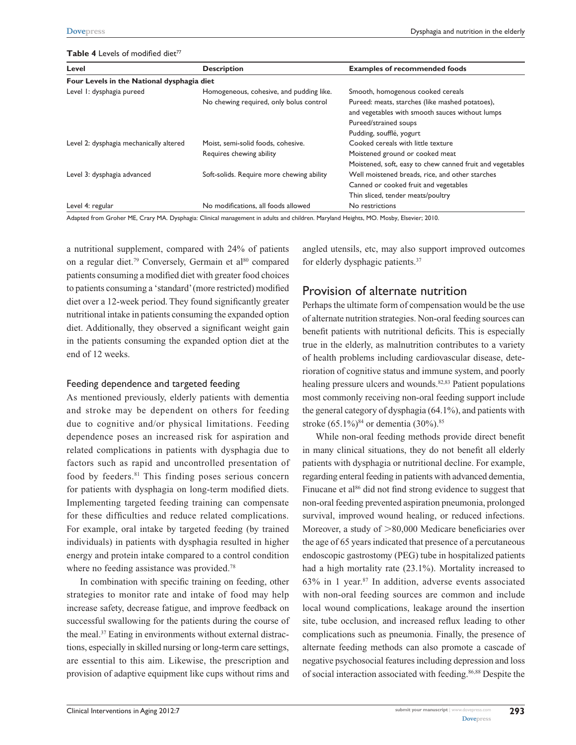**Table 4** Levels of modified diet[77]

| Level | Description | Examples of recommended foods |
|---|---|---|
| **Four Levels in the National dysphagia diet** | | |
| Level 1: dysphagia pureed | Homogeneous, cohesive, and pudding like. No chewing required, only bolus control | Smooth, homogenous cooked cereals<br>Pureed: meats, starches (like mashed potatoes), and vegetables with smooth sauces without lumps<br>Pureed/strained soups<br>Pudding, soufflé, yogurt |
| Level 2: dysphagia mechanically altered | Moist, semi-solid foods, cohesive. Requires chewing ability | Cooked cereals with little texture<br>Moistened ground or cooked meat<br>Moistened, soft, easy to chew canned fruit and vegetables |
| Level 3: dysphagia advanced | Soft-solids. Require more chewing ability | Well moistened breads, rice, and other starches<br>Canned or cooked fruit and vegetables<br>Thin sliced, tender meats/poultry |
| Level 4: regular | No modifications, all foods allowed | No restrictions |

Adapted from Groher ME, Crary MA. Dysphagia: Clinical management in adults and children. Maryland Heights, MO. Mosby, Elsevier; 2010.

a nutritional supplement, compared with 24% of patients on a regular diet.[79] Conversely, Germain et al[80] compared patients consuming a modified diet with greater food choices to patients consuming a 'standard' (more restricted) modified diet over a 12-week period. They found significantly greater nutritional intake in patients consuming the expanded option diet. Additionally, they observed a significant weight gain in the patients consuming the expanded option diet at the end of 12 weeks.

### Feeding dependence and targeted feeding

As mentioned previously, elderly patients with dementia and stroke may be dependent on others for feeding due to cognitive and/or physical limitations. Feeding dependence poses an increased risk for aspiration and related complications in patients with dysphagia due to factors such as rapid and uncontrolled presentation of food by feeders.[81] This finding poses serious concern for patients with dysphagia on long-term modified diets. Implementing targeted feeding training can compensate for these difficulties and reduce related complications. For example, oral intake by targeted feeding (by trained individuals) in patients with dysphagia resulted in higher energy and protein intake compared to a control condition where no feeding assistance was provided.[78]

In combination with specific training on feeding, other strategies to monitor rate and intake of food may help increase safety, decrease fatigue, and improve feedback on successful swallowing for the patients during the course of the meal.[37] Eating in environments without external distractions, especially in skilled nursing or long-term care settings, are essential to this aim. Likewise, the prescription and provision of adaptive equipment like cups without rims and angled utensils, etc, may also support improved outcomes for elderly dysphagic patients.[37]

## Provision of alternate nutrition

Perhaps the ultimate form of compensation would be the use of alternate nutrition strategies. Non-oral feeding sources can benefit patients with nutritional deficits. This is especially true in the elderly, as malnutrition contributes to a variety of health problems including cardiovascular disease, deterioration of cognitive status and immune system, and poorly healing pressure ulcers and wounds.[82,83] Patient populations most commonly receiving non-oral feeding support include the general category of dysphagia (64.1%), and patients with stroke (65.1%)[84] or dementia (30%).[85]

While non-oral feeding methods provide direct benefit in many clinical situations, they do not benefit all elderly patients with dysphagia or nutritional decline. For example, regarding enteral feeding in patients with advanced dementia, Finucane et al[86] did not find strong evidence to suggest that non-oral feeding prevented aspiration pneumonia, prolonged survival, improved wound healing, or reduced infections. Moreover, a study of >80,000 Medicare beneficiaries over the age of 65 years indicated that presence of a percutaneous endoscopic gastrostomy (PEG) tube in hospitalized patients had a high mortality rate (23.1%). Mortality increased to 63% in 1 year.[87] In addition, adverse events associated with non-oral feeding sources are common and include local wound complications, leakage around the insertion site, tube occlusion, and increased reflux leading to other complications such as pneumonia. Finally, the presence of alternate feeding methods can also promote a cascade of negative psychosocial features including depression and loss of social interaction associated with feeding.[86,88] Despite the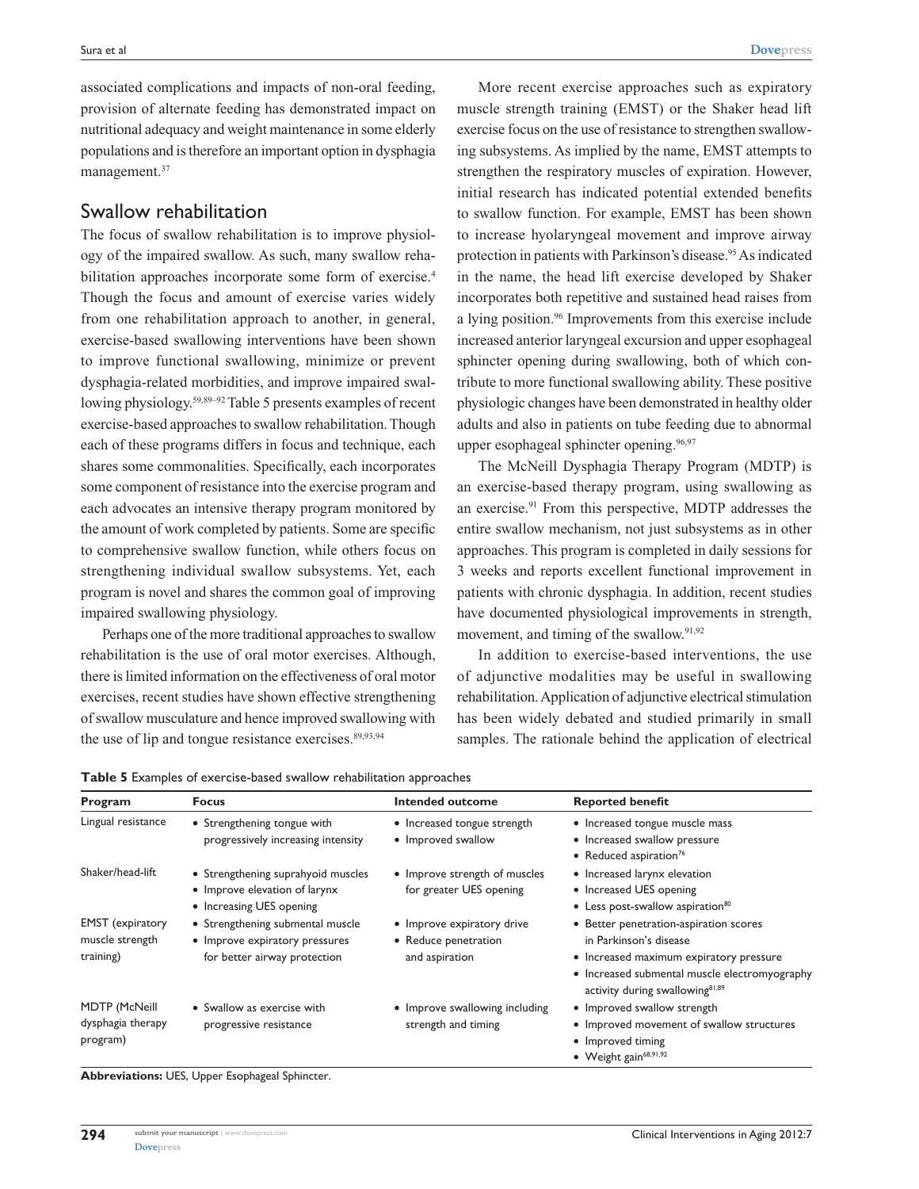associated complications and impacts of non-oral feeding, provision of alternate feeding has demonstrated impact on nutritional adequacy and weight maintenance in some elderly populations and is therefore an important option in dysphagia management.[37]

## Swallow rehabilitation

The focus of swallow rehabilitation is to improve physiology of the impaired swallow. As such, many swallow rehabilitation approaches incorporate some form of exercise.[4] Though the focus and amount of exercise varies widely from one rehabilitation approach to another, in general, exercise-based swallowing interventions have been shown to improve functional swallowing, minimize or prevent dysphagia-related morbidities, and improve impaired swallowing physiology.[59,89–92] Table 5 presents examples of recent exercise-based approaches to swallow rehabilitation. Though each of these programs differs in focus and technique, each shares some commonalities. Specifically, each incorporates some component of resistance into the exercise program and each advocates an intensive therapy program monitored by the amount of work completed by patients. Some are specific to comprehensive swallow function, while others focus on strengthening individual swallow subsystems. Yet, each program is novel and shares the common goal of improving impaired swallowing physiology.

Perhaps one of the more traditional approaches to swallow rehabilitation is the use of oral motor exercises. Although, there is limited information on the effectiveness of oral motor exercises, recent studies have shown effective strengthening of swallow musculature and hence improved swallowing with the use of lip and tongue resistance exercises.[89,93,94]

More recent exercise approaches such as expiratory muscle strength training (EMST) or the Shaker head lift exercise focus on the use of resistance to strengthen swallowing subsystems. As implied by the name, EMST attempts to strengthen the respiratory muscles of expiration. However, initial research has indicated potential extended benefits to swallow function. For example, EMST has been shown to increase hyolaryngeal movement and improve airway protection in patients with Parkinson's disease.[95] As indicated in the name, the head lift exercise developed by Shaker incorporates both repetitive and sustained head raises from a lying position.[96] Improvements from this exercise include increased anterior laryngeal excursion and upper esophageal sphincter opening during swallowing, both of which contribute to more functional swallowing ability. These positive physiologic changes have been demonstrated in healthy older adults and also in patients on tube feeding due to abnormal upper esophageal sphincter opening.[96,97]

The McNeill Dysphagia Therapy Program (MDTP) is an exercise-based therapy program, using swallowing as an exercise.[91] From this perspective, MDTP addresses the entire swallow mechanism, not just subsystems as in other approaches. This program is completed in daily sessions for 3 weeks and reports excellent functional improvement in patients with chronic dysphagia. In addition, recent studies have documented physiological improvements in strength, movement, and timing of the swallow.[91,92]

In addition to exercise-based interventions, the use of adjunctive modalities may be useful in swallowing rehabilitation. Application of adjunctive electrical stimulation has been widely debated and studied primarily in small samples. The rationale behind the application of electrical

**Table 5** Examples of exercise-based swallow rehabilitation approaches

| Program | Focus | Intended outcome | Reported benefit |
|---|---|---|---|
| Lingual resistance | • Strengthening tongue with progressively increasing intensity | • Increased tongue strength<br>• Improved swallow | • Increased tongue muscle mass<br>• Increased swallow pressure<br>• Reduced aspiration[76] |
| Shaker/head-lift | • Strengthening suprahyoid muscles<br>• Improve elevation of larynx<br>• Increasing UES opening | • Improve strength of muscles for greater UES opening | • Increased larynx elevation<br>• Increased UES opening<br>• Less post-swallow aspiration[80] |
| EMST (expiratory muscle strength training) | • Strengthening submental muscle<br>• Improve expiratory pressures for better airway protection | • Improve expiratory drive<br>• Reduce penetration and aspiration | • Better penetration-aspiration scores in Parkinson's disease<br>• Increased maximum expiratory pressure<br>• Increased submental muscle electromyography activity during swallowing[81,89] |
| MDTP (McNeill dysphagia therapy program) | • Swallow as exercise with progressive resistance | • Improve swallowing including strength and timing | • Improved swallow strength<br>• Improved movement of swallow structures<br>• Improved timing<br>• Weight gain[68,91,92] |

**Abbreviations:** UES, Upper Esophageal Sphincter.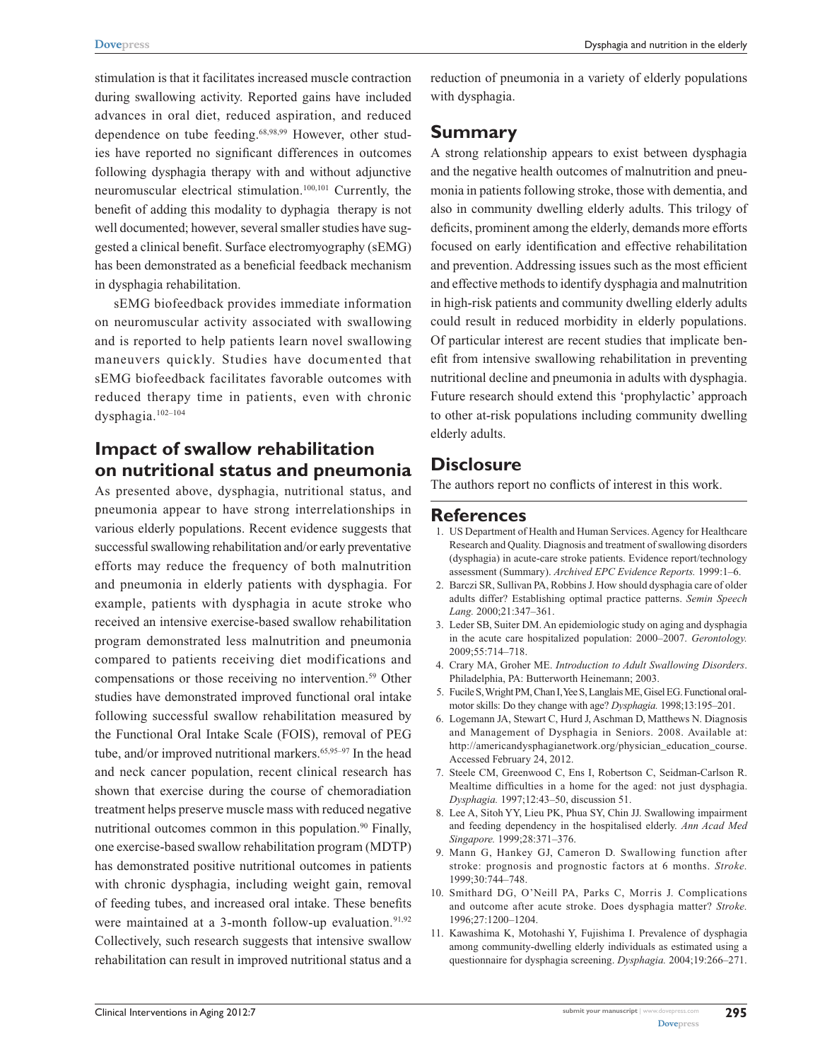stimulation is that it facilitates increased muscle contraction during swallowing activity. Reported gains have included advances in oral diet, reduced aspiration, and reduced dependence on tube feeding.[68,98,99] However, other studies have reported no significant differences in outcomes following dysphagia therapy with and without adjunctive neuromuscular electrical stimulation.[100,101] Currently, the benefit of adding this modality to dyphagia therapy is not well documented; however, several smaller studies have suggested a clinical benefit. Surface electromyography (sEMG) has been demonstrated as a beneficial feedback mechanism in dysphagia rehabilitation.

sEMG biofeedback provides immediate information on neuromuscular activity associated with swallowing and is reported to help patients learn novel swallowing maneuvers quickly. Studies have documented that sEMG biofeedback facilitates favorable outcomes with reduced therapy time in patients, even with chronic dysphagia.[102–104]

## Impact of swallow rehabilitation on nutritional status and pneumonia

As presented above, dysphagia, nutritional status, and pneumonia appear to have strong interrelationships in various elderly populations. Recent evidence suggests that successful swallowing rehabilitation and/or early preventative efforts may reduce the frequency of both malnutrition and pneumonia in elderly patients with dysphagia. For example, patients with dysphagia in acute stroke who received an intensive exercise-based swallow rehabilitation program demonstrated less malnutrition and pneumonia compared to patients receiving diet modifications and compensations or those receiving no intervention.[59] Other studies have demonstrated improved functional oral intake following successful swallow rehabilitation measured by the Functional Oral Intake Scale (FOIS), removal of PEG tube, and/or improved nutritional markers.[65,95–97] In the head and neck cancer population, recent clinical research has shown that exercise during the course of chemoradiation treatment helps preserve muscle mass with reduced negative nutritional outcomes common in this population.[90] Finally, one exercise-based swallow rehabilitation program (MDTP) has demonstrated positive nutritional outcomes in patients with chronic dysphagia, including weight gain, removal of feeding tubes, and increased oral intake. These benefits were maintained at a 3-month follow-up evaluation.[91,92] Collectively, such research suggests that intensive swallow rehabilitation can result in improved nutritional status and a reduction of pneumonia in a variety of elderly populations with dysphagia.

## Summary

A strong relationship appears to exist between dysphagia and the negative health outcomes of malnutrition and pneumonia in patients following stroke, those with dementia, and also in community dwelling elderly adults. This trilogy of deficits, prominent among the elderly, demands more efforts focused on early identification and effective rehabilitation and prevention. Addressing issues such as the most efficient and effective methods to identify dysphagia and malnutrition in high-risk patients and community dwelling elderly adults could result in reduced morbidity in elderly populations. Of particular interest are recent studies that implicate benefit from intensive swallowing rehabilitation in preventing nutritional decline and pneumonia in adults with dysphagia. Future research should extend this 'prophylactic' approach to other at-risk populations including community dwelling elderly adults.

## Disclosure

The authors report no conflicts of interest in this work.

## References

1. US Department of Health and Human Services. Agency for Healthcare Research and Quality. Diagnosis and treatment of swallowing disorders (dysphagia) in acute-care stroke patients. Evidence report/technology assessment (Summary). *Archived EPC Evidence Reports.* 1999:1–6.
2. Barczi SR, Sullivan PA, Robbins J. How should dysphagia care of older adults differ? Establishing optimal practice patterns. *Semin Speech Lang.* 2000;21:347–361.
3. Leder SB, Suiter DM. An epidemiologic study on aging and dysphagia in the acute care hospitalized population: 2000–2007. *Gerontology.* 2009;55:714–718.
4. Crary MA, Groher ME. *Introduction to Adult Swallowing Disorders*. Philadelphia, PA: Butterworth Heinemann; 2003.
5. Fucile S, Wright PM, Chan I, Yee S, Langlais ME, Gisel EG. Functional oral-motor skills: Do they change with age? *Dysphagia.* 1998;13:195–201.
6. Logemann JA, Stewart C, Hurd J, Aschman D, Matthews N. Diagnosis and Management of Dysphagia in Seniors. 2008. Available at: http://americandysphagianetwork.org/physician_education_course. Accessed February 24, 2012.
7. Steele CM, Greenwood C, Ens I, Robertson C, Seidman-Carlson R. Mealtime difficulties in a home for the aged: not just dysphagia. *Dysphagia.* 1997;12:43–50, discussion 51.
8. Lee A, Sitoh YY, Lieu PK, Phua SY, Chin JJ. Swallowing impairment and feeding dependency in the hospitalised elderly. *Ann Acad Med Singapore.* 1999;28:371–376.
9. Mann G, Hankey GJ, Cameron D. Swallowing function after stroke: prognosis and prognostic factors at 6 months. *Stroke.* 1999;30:744–748.
10. Smithard DG, O'Neill PA, Parks C, Morris J. Complications and outcome after acute stroke. Does dysphagia matter? *Stroke.* 1996;27:1200–1204.
11. Kawashima K, Motohashi Y, Fujishima I. Prevalence of dysphagia among community-dwelling elderly individuals as estimated using a questionnaire for dysphagia screening. *Dysphagia.* 2004;19:266–271.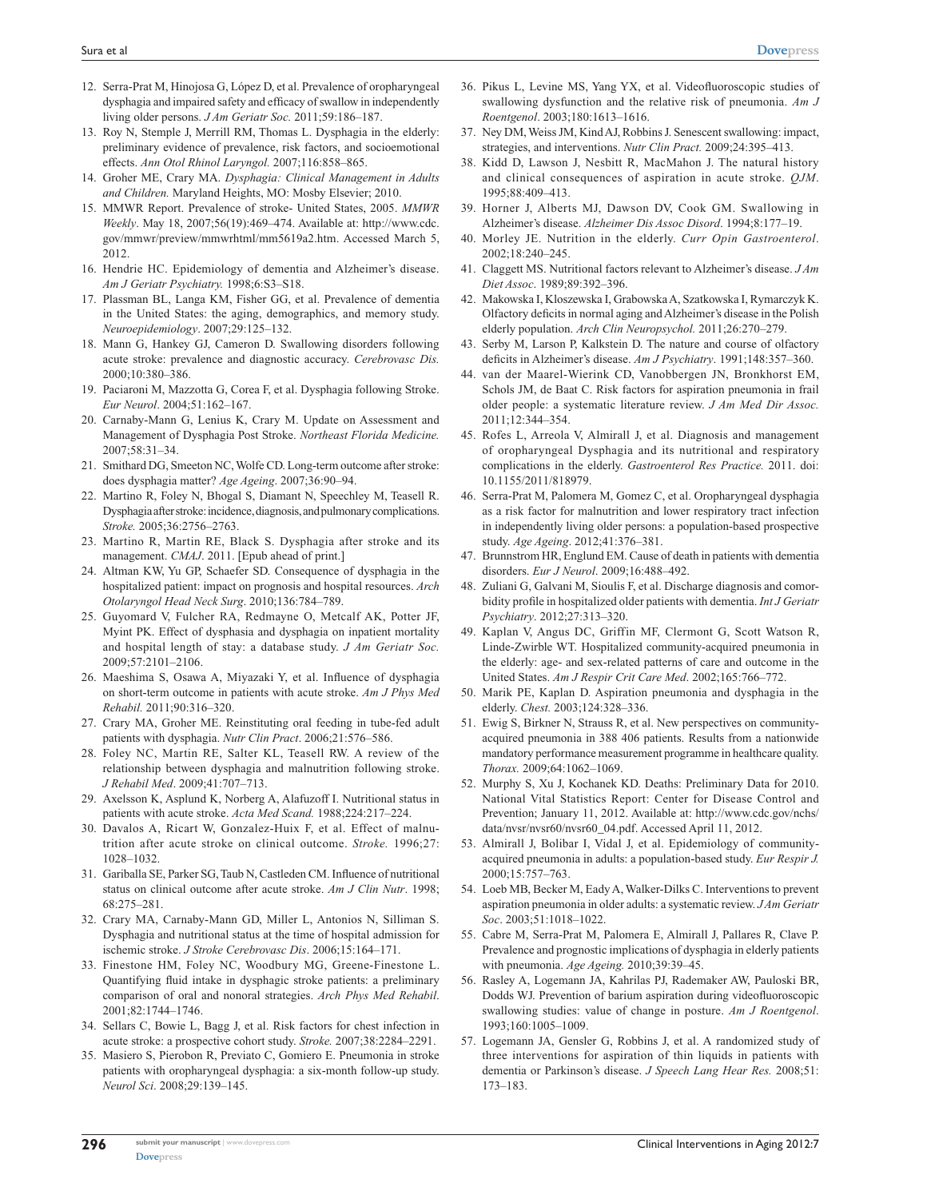12. Serra-Prat M, Hinojosa G, López D, et al. Prevalence of oropharyngeal dysphagia and impaired safety and efficacy of swallow in independently living older persons. *J Am Geriatr Soc.* 2011;59:186–187.
13. Roy N, Stemple J, Merrill RM, Thomas L. Dysphagia in the elderly: preliminary evidence of prevalence, risk factors, and socioemotional effects. *Ann Otol Rhinol Laryngol.* 2007;116:858–865.
14. Groher ME, Crary MA. *Dysphagia: Clinical Management in Adults and Children.* Maryland Heights, MO: Mosby Elsevier; 2010.
15. MMWR Report. Prevalence of stroke- United States, 2005. *MMWR Weekly*. May 18, 2007;56(19):469–474. Available at: http://www.cdc.gov/mmwr/preview/mmwrhtml/mm5619a2.htm. Accessed March 5, 2012.
16. Hendrie HC. Epidemiology of dementia and Alzheimer's disease. *Am J Geriatr Psychiatry.* 1998;6:S3–S18.
17. Plassman BL, Langa KM, Fisher GG, et al. Prevalence of dementia in the United States: the aging, demographics, and memory study. *Neuroepidemiology*. 2007;29:125–132.
18. Mann G, Hankey GJ, Cameron D. Swallowing disorders following acute stroke: prevalence and diagnostic accuracy. *Cerebrovasc Dis.* 2000;10:380–386.
19. Paciaroni M, Mazzotta G, Corea F, et al. Dysphagia following Stroke. *Eur Neurol*. 2004;51:162–167.
20. Carnaby-Mann G, Lenius K, Crary M. Update on Assessment and Management of Dysphagia Post Stroke. *Northeast Florida Medicine.* 2007;58:31–34.
21. Smithard DG, Smeeton NC, Wolfe CD. Long-term outcome after stroke: does dysphagia matter? *Age Ageing*. 2007;36:90–94.
22. Martino R, Foley N, Bhogal S, Diamant N, Speechley M, Teasell R. Dysphagia after stroke: incidence, diagnosis, and pulmonary complications. *Stroke.* 2005;36:2756–2763.
23. Martino R, Martin RE, Black S. Dysphagia after stroke and its management. *CMAJ.* 2011. [Epub ahead of print.]
24. Altman KW, Yu GP, Schaefer SD. Consequence of dysphagia in the hospitalized patient: impact on prognosis and hospital resources. *Arch Otolaryngol Head Neck Surg*. 2010;136:784–789.
25. Guyomard V, Fulcher RA, Redmayne O, Metcalf AK, Potter JF, Myint PK. Effect of dysphasia and dysphagia on inpatient mortality and hospital length of stay: a database study. *J Am Geriatr Soc.* 2009;57:2101–2106.
26. Maeshima S, Osawa A, Miyazaki Y, et al. Influence of dysphagia on short-term outcome in patients with acute stroke. *Am J Phys Med Rehabil.* 2011;90:316–320.
27. Crary MA, Groher ME. Reinstituting oral feeding in tube-fed adult patients with dysphagia. *Nutr Clin Pract*. 2006;21:576–586.
28. Foley NC, Martin RE, Salter KL, Teasell RW. A review of the relationship between dysphagia and malnutrition following stroke. *J Rehabil Med*. 2009;41:707–713.
29. Axelsson K, Asplund K, Norberg A, Alafuzoff I. Nutritional status in patients with acute stroke. *Acta Med Scand.* 1988;224:217–224.
30. Davalos A, Ricart W, Gonzalez-Huix F, et al. Effect of malnutrition after acute stroke on clinical outcome. *Stroke.* 1996;27:1028–1032.
31. Gariballa SE, Parker SG, Taub N, Castleden CM. Influence of nutritional status on clinical outcome after acute stroke. *Am J Clin Nutr*. 1998;68:275–281.
32. Crary MA, Carnaby-Mann GD, Miller L, Antonios N, Silliman S. Dysphagia and nutritional status at the time of hospital admission for ischemic stroke. *J Stroke Cerebrovasc Dis*. 2006;15:164–171.
33. Finestone HM, Foley NC, Woodbury MG, Greene-Finestone L. Quantifying fluid intake in dysphagic stroke patients: a preliminary comparison of oral and nonoral strategies. *Arch Phys Med Rehabil*. 2001;82:1744–1746.
34. Sellars C, Bowie L, Bagg J, et al. Risk factors for chest infection in acute stroke: a prospective cohort study. *Stroke.* 2007;38:2284–2291.
35. Masiero S, Pierobon R, Previato C, Gomiero E. Pneumonia in stroke patients with oropharyngeal dysphagia: a six-month follow-up study. *Neurol Sci*. 2008;29:139–145.
36. Pikus L, Levine MS, Yang YX, et al. Videofluoroscopic studies of swallowing dysfunction and the relative risk of pneumonia. *Am J Roentgenol*. 2003;180:1613–1616.
37. Ney DM, Weiss JM, Kind AJ, Robbins J. Senescent swallowing: impact, strategies, and interventions. *Nutr Clin Pract.* 2009;24:395–413.
38. Kidd D, Lawson J, Nesbitt R, MacMahon J. The natural history and clinical consequences of aspiration in acute stroke. *QJM*. 1995;88:409–413.
39. Horner J, Alberts MJ, Dawson DV, Cook GM. Swallowing in Alzheimer's disease. *Alzheimer Dis Assoc Disord*. 1994;8:177–19.
40. Morley JE. Nutrition in the elderly. *Curr Opin Gastroenterol*. 2002;18:240–245.
41. Claggett MS. Nutritional factors relevant to Alzheimer's disease. *J Am Diet Assoc*. 1989;89:392–396.
42. Makowska I, Kloszewska I, Grabowska A, Szatkowska I, Rymarczyk K. Olfactory deficits in normal aging and Alzheimer's disease in the Polish elderly population. *Arch Clin Neuropsychol.* 2011;26:270–279.
43. Serby M, Larson P, Kalkstein D. The nature and course of olfactory deficits in Alzheimer's disease. *Am J Psychiatry*. 1991;148:357–360.
44. van der Maarel-Wierink CD, Vanobbergen JN, Bronkhorst EM, Schols JM, de Baat C. Risk factors for aspiration pneumonia in frail older people: a systematic literature review. *J Am Med Dir Assoc.* 2011;12:344–354.
45. Rofes L, Arreola V, Almirall J, et al. Diagnosis and management of oropharyngeal Dysphagia and its nutritional and respiratory complications in the elderly. *Gastroenterol Res Practice.* 2011. doi: 10.1155/2011/818979.
46. Serra-Prat M, Palomera M, Gomez C, et al. Oropharyngeal dysphagia as a risk factor for malnutrition and lower respiratory tract infection in independently living older persons: a population-based prospective study. *Age Ageing*. 2012;41:376–381.
47. Brunnstrom HR, Englund EM. Cause of death in patients with dementia disorders. *Eur J Neurol*. 2009;16:488–492.
48. Zuliani G, Galvani M, Sioulis F, et al. Discharge diagnosis and comorbidity profile in hospitalized older patients with dementia. *Int J Geriatr Psychiatry*. 2012;27:313–320.
49. Kaplan V, Angus DC, Griffin MF, Clermont G, Scott Watson R, Linde-Zwirble WT. Hospitalized community-acquired pneumonia in the elderly: age- and sex-related patterns of care and outcome in the United States. *Am J Respir Crit Care Med*. 2002;165:766–772.
50. Marik PE, Kaplan D. Aspiration pneumonia and dysphagia in the elderly. *Chest.* 2003;124:328–336.
51. Ewig S, Birkner N, Strauss R, et al. New perspectives on community-acquired pneumonia in 388 406 patients. Results from a nationwide mandatory performance measurement programme in healthcare quality. *Thorax.* 2009;64:1062–1069.
52. Murphy S, Xu J, Kochanek KD. Deaths: Preliminary Data for 2010. National Vital Statistics Report: Center for Disease Control and Prevention; January 11, 2012. Available at: http://www.cdc.gov/nchs/data/nvsr/nvsr60/nvsr60_04.pdf. Accessed April 11, 2012.
53. Almirall J, Bolibar I, Vidal J, et al. Epidemiology of community-acquired pneumonia in adults: a population-based study. *Eur Respir J.* 2000;15:757–763.
54. Loeb MB, Becker M, Eady A, Walker-Dilks C. Interventions to prevent aspiration pneumonia in older adults: a systematic review. *J Am Geriatr Soc*. 2003;51:1018–1022.
55. Cabre M, Serra-Prat M, Palomera E, Almirall J, Pallares R, Clave P. Prevalence and prognostic implications of dysphagia in elderly patients with pneumonia. *Age Ageing.* 2010;39:39–45.
56. Rasley A, Logemann JA, Kahrilas PJ, Rademaker AW, Pauloski BR, Dodds WJ. Prevention of barium aspiration during videofluoroscopic swallowing studies: value of change in posture. *Am J Roentgenol.* 1993;160:1005–1009.
57. Logemann JA, Gensler G, Robbins J, et al. A randomized study of three interventions for aspiration of thin liquids in patients with dementia or Parkinson's disease. *J Speech Lang Hear Res.* 2008;51:173–183.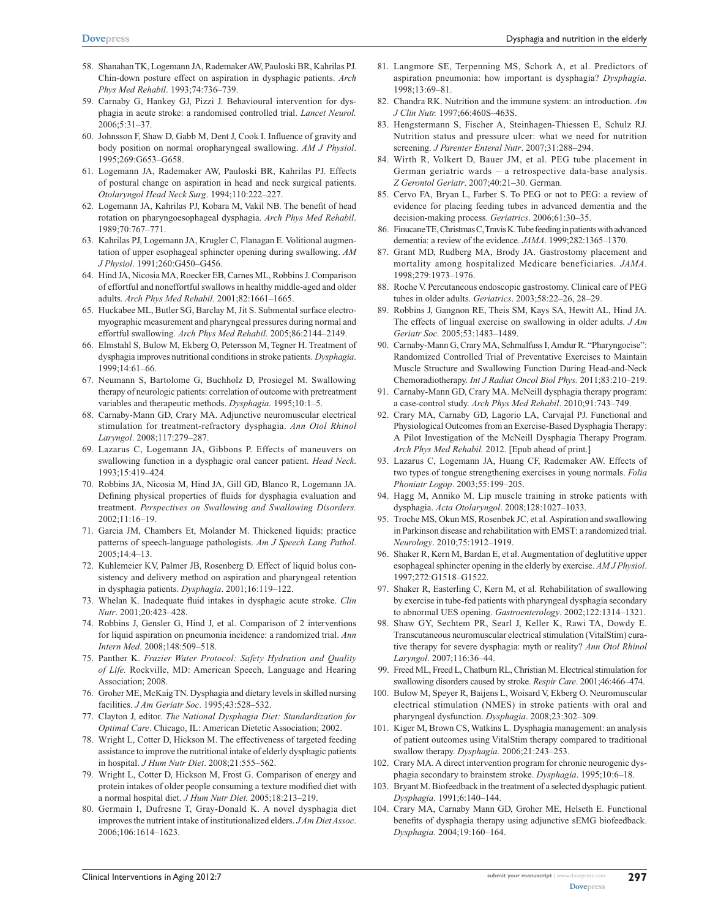58. Shanahan TK, Logemann JA, Rademaker AW, Pauloski BR, Kahrilas PJ. Chin-down posture effect on aspiration in dysphagic patients. *Arch Phys Med Rehabil*. 1993;74:736–739.
59. Carnaby G, Hankey GJ, Pizzi J. Behavioural intervention for dysphagia in acute stroke: a randomised controlled trial. *Lancet Neurol.* 2006;5:31–37.
60. Johnsson F, Shaw D, Gabb M, Dent J, Cook I. Influence of gravity and body position on normal oropharyngeal swallowing. *AM J Physiol*. 1995;269:G653–G658.
61. Logemann JA, Rademaker AW, Pauloski BR, Kahrilas PJ. Effects of postural change on aspiration in head and neck surgical patients. *Otolaryngol Head Neck Surg*. 1994;110:222–227.
62. Logemann JA, Kahrilas PJ, Kobara M, Vakil NB. The benefit of head rotation on pharyngoesophageal dysphagia. *Arch Phys Med Rehabil*. 1989;70:767–771.
63. Kahrilas PJ, Logemann JA, Krugler C, Flanagan E. Volitional augmentation of upper esophageal sphincter opening during swallowing. *AM J Physiol*. 1991;260:G450–G456.
64. Hind JA, Nicosia MA, Roecker EB, Carnes ML, Robbins J. Comparison of effortful and noneffortful swallows in healthy middle-aged and older adults. *Arch Phys Med Rehabil.* 2001;82:1661–1665.
65. Huckabee ML, Butler SG, Barclay M, Jit S. Submental surface electromyographic measurement and pharyngeal pressures during normal and effortful swallowing. *Arch Phys Med Rehabil*. 2005;86:2144–2149.
66. Elmstahl S, Bulow M, Ekberg O, Petersson M, Tegner H. Treatment of dysphagia improves nutritional conditions in stroke patients. *Dysphagia*. 1999;14:61–66.
67. Neumann S, Bartolome G, Buchholz D, Prosiegel M. Swallowing therapy of neurologic patients: correlation of outcome with pretreatment variables and therapeutic methods. *Dysphagia.* 1995;10:1–5.
68. Carnaby-Mann GD, Crary MA. Adjunctive neuromuscular electrical stimulation for treatment-refractory dysphagia. *Ann Otol Rhinol Laryngol*. 2008;117:279–287.
69. Lazarus C, Logemann JA, Gibbons P. Effects of maneuvers on swallowing function in a dysphagic oral cancer patient. *Head Neck*. 1993;15:419–424.
70. Robbins JA, Nicosia M, Hind JA, Gill GD, Blanco R, Logemann JA. Defining physical properties of fluids for dysphagia evaluation and treatment. *Perspectives on Swallowing and Swallowing Disorders.* 2002;11:16–19.
71. Garcia JM, Chambers Et, Molander M. Thickened liquids: practice patterns of speech-language pathologists. *Am J Speech Lang Pathol*. 2005;14:4–13.
72. Kuhlemeier KV, Palmer JB, Rosenberg D. Effect of liquid bolus consistency and delivery method on aspiration and pharyngeal retention in dysphagia patients. *Dysphagia*. 2001;16:119–122.
73. Whelan K. Inadequate fluid intakes in dysphagic acute stroke. *Clin Nutr*. 2001;20:423–428.
74. Robbins J, Gensler G, Hind J, et al. Comparison of 2 interventions for liquid aspiration on pneumonia incidence: a randomized trial. *Ann Intern Med*. 2008;148:509–518.
75. Panther K. *Frazier Water Protocol: Safety Hydration and Quality of Life.* Rockville, MD: American Speech, Language and Hearing Association; 2008.
76. Groher ME, McKaig TN. Dysphagia and dietary levels in skilled nursing facilities. *J Am Geriatr Soc*. 1995;43:528–532.
77. Clayton J, editor. *The National Dysphagia Diet: Standardization for Optimal Care*. Chicago, IL: American Dietetic Association; 2002.
78. Wright L, Cotter D, Hickson M. The effectiveness of targeted feeding assistance to improve the nutritional intake of elderly dysphagic patients in hospital. *J Hum Nutr Diet*. 2008;21:555–562.
79. Wright L, Cotter D, Hickson M, Frost G. Comparison of energy and protein intakes of older people consuming a texture modified diet with a normal hospital diet. *J Hum Nutr Diet.* 2005;18:213–219.
80. Germain I, Dufresne T, Gray-Donald K. A novel dysphagia diet improves the nutrient intake of institutionalized elders. *J Am Diet Assoc*. 2006;106:1614–1623.
81. Langmore SE, Terpenning MS, Schork A, et al. Predictors of aspiration pneumonia: how important is dysphagia? *Dysphagia.* 1998;13:69–81.
82. Chandra RK. Nutrition and the immune system: an introduction. *Am J Clin Nutr.* 1997;66:460S–463S.
83. Hengstermann S, Fischer A, Steinhagen-Thiessen E, Schulz RJ. Nutrition status and pressure ulcer: what we need for nutrition screening. *J Parenter Enteral Nutr*. 2007;31:288–294.
84. Wirth R, Volkert D, Bauer JM, et al. PEG tube placement in German geriatric wards – a retrospective data-base analysis. *Z Gerontol Geriatr*. 2007;40:21–30. German.
85. Cervo FA, Bryan L, Farber S. To PEG or not to PEG: a review of evidence for placing feeding tubes in advanced dementia and the decision-making process. *Geriatrics*. 2006;61:30–35.
86. Finucane TE, Christmas C, Travis K. Tube feeding in patients with advanced dementia: a review of the evidence. *JAMA*. 1999;282:1365–1370.
87. Grant MD, Rudberg MA, Brody JA. Gastrostomy placement and mortality among hospitalized Medicare beneficiaries. *JAMA*. 1998;279:1973–1976.
88. Roche V. Percutaneous endoscopic gastrostomy. Clinical care of PEG tubes in older adults. *Geriatrics*. 2003;58:22–26, 28–29.
89. Robbins J, Gangnon RE, Theis SM, Kays SA, Hewitt AL, Hind JA. The effects of lingual exercise on swallowing in older adults. *J Am Geriatr Soc.* 2005;53:1483–1489.
90. Carnaby-Mann G, Crary MA, Schmalfuss I, Amdur R. "Pharyngocise": Randomized Controlled Trial of Preventative Exercises to Maintain Muscle Structure and Swallowing Function During Head-and-Neck Chemoradiotherapy. *Int J Radiat Oncol Biol Phys.* 2011;83:210–219.
91. Carnaby-Mann GD, Crary MA. McNeill dysphagia therapy program: a case-control study. *Arch Phys Med Rehabil*. 2010;91:743–749.
92. Crary MA, Carnaby GD, Lagorio LA, Carvajal PJ. Functional and Physiological Outcomes from an Exercise-Based Dysphagia Therapy: A Pilot Investigation of the McNeill Dysphagia Therapy Program. *Arch Phys Med Rehabil.* 2012. [Epub ahead of print.]
93. Lazarus C, Logemann JA, Huang CF, Rademaker AW. Effects of two types of tongue strengthening exercises in young normals. *Folia Phoniatr Logop*. 2003;55:199–205.
94. Hagg M, Anniko M. Lip muscle training in stroke patients with dysphagia. *Acta Otolaryngol*. 2008;128:1027–1033.
95. Troche MS, Okun MS, Rosenbek JC, et al. Aspiration and swallowing in Parkinson disease and rehabilitation with EMST: a randomized trial. *Neurology*. 2010;75:1912–1919.
96. Shaker R, Kern M, Bardan E, et al. Augmentation of deglutitive upper esophageal sphincter opening in the elderly by exercise. *AM J Physiol*. 1997;272:G1518–G1522.
97. Shaker R, Easterling C, Kern M, et al. Rehabilitation of swallowing by exercise in tube-fed patients with pharyngeal dysphagia secondary to abnormal UES opening. *Gastroenterology*. 2002;122:1314–1321.
98. Shaw GY, Sechtem PR, Searl J, Keller K, Rawi TA, Dowdy E. Transcutaneous neuromuscular electrical stimulation (VitalStim) curative therapy for severe dysphagia: myth or reality? *Ann Otol Rhinol Laryngol*. 2007;116:36–44.
99. Freed ML, Freed L, Chatburn RL, Christian M. Electrical stimulation for swallowing disorders caused by stroke. *Respir Care*. 2001;46:466–474.
100. Bulow M, Speyer R, Baijens L, Woisard V, Ekberg O. Neuromuscular electrical stimulation (NMES) in stroke patients with oral and pharyngeal dysfunction. *Dysphagia*. 2008;23:302–309.
101. Kiger M, Brown CS, Watkins L. Dysphagia management: an analysis of patient outcomes using VitalStim therapy compared to traditional swallow therapy. *Dysphagia.* 2006;21:243–253.
102. Crary MA. A direct intervention program for chronic neurogenic dysphagia secondary to brainstem stroke. *Dysphagia*. 1995;10:6–18.
103. Bryant M. Biofeedback in the treatment of a selected dysphagic patient. *Dysphagia.* 1991;6:140–144.
104. Crary MA, Carnaby Mann GD, Groher ME, Helseth E. Functional benefits of dysphagia therapy using adjunctive sEMG biofeedback. *Dysphagia.* 2004;19:160–164.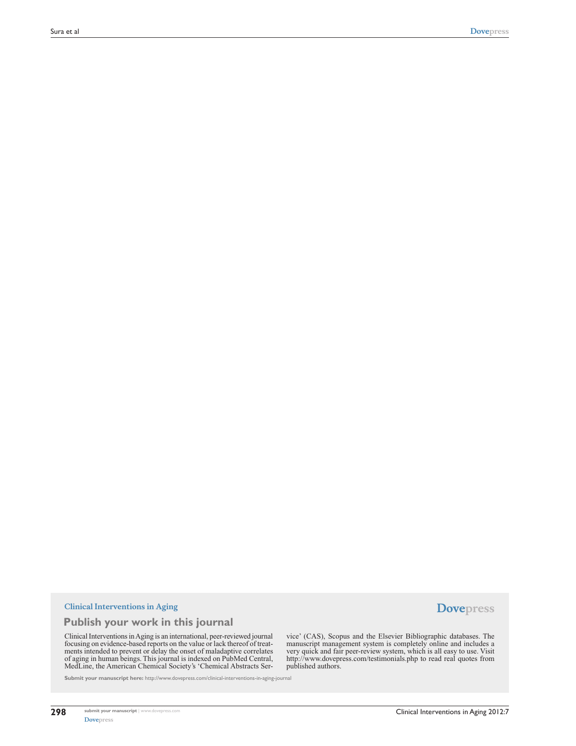**Clinical Interventions in Aging**

**Dovepress**

## Publish your work in this journal

Clinical Interventions in Aging is an international, peer-reviewed journal focusing on evidence-based reports on the value or lack thereof of treatments intended to prevent or delay the onset of maladaptive correlates of aging in human beings. This journal is indexed on PubMed Central, MedLine, the American Chemical Society's 'Chemical Abstracts Service' (CAS), Scopus and the Elsevier Bibliographic databases. The manuscript management system is completely online and includes a very quick and fair peer-review system, which is all easy to use. Visit http://www.dovepress.com/testimonials.php to read real quotes from published authors.

**Submit your manuscript here:** http://www.dovepress.com/clinical-interventions-in-aging-journal